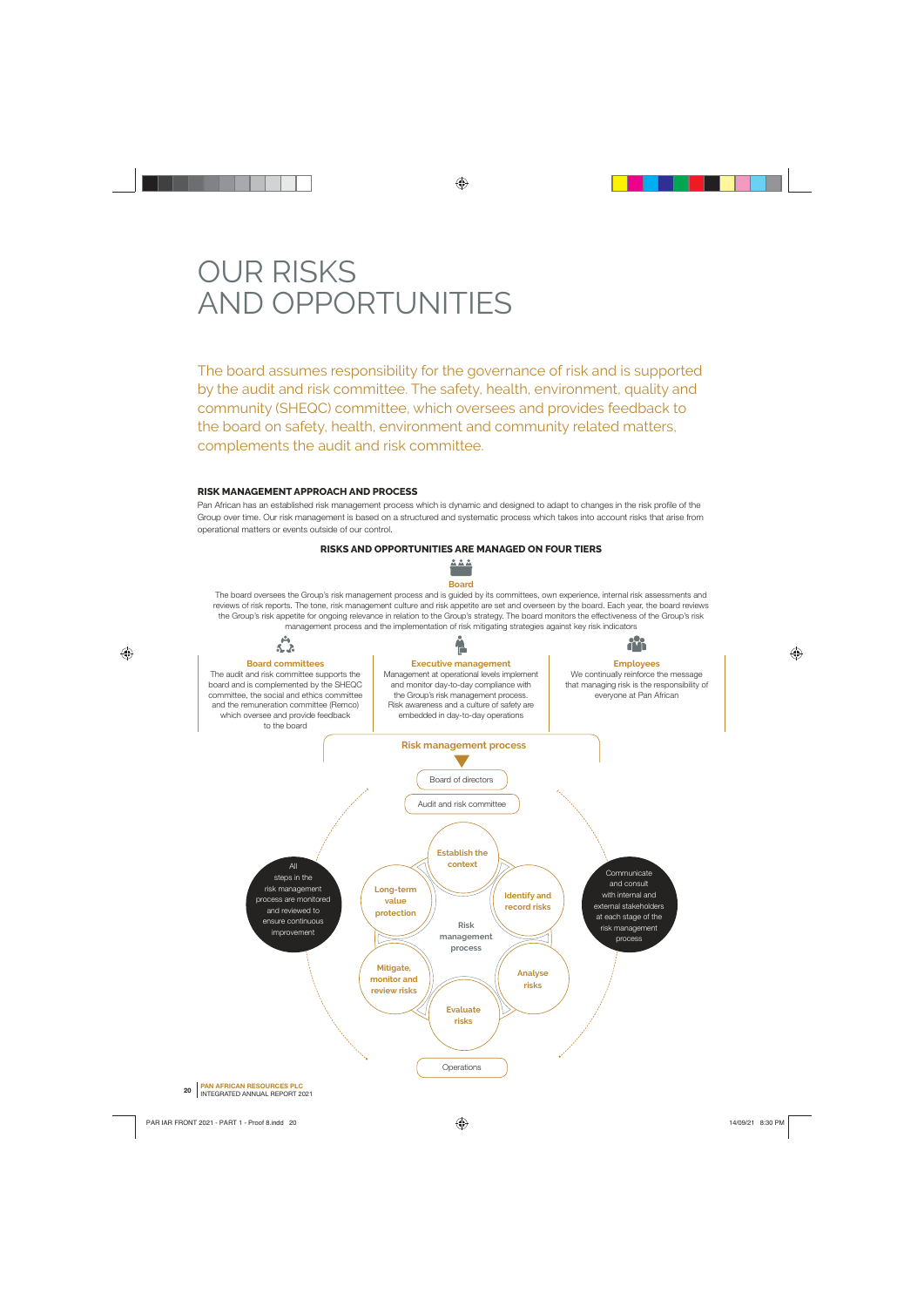# OUR RISKS AND OPPORTUNITIES

The board assumes responsibility for the governance of risk and is supported by the audit and risk committee. The safety, health, environment, quality and community (SHEQC) committee, which oversees and provides feedback to the board on safety, health, environment and community related matters, complements the audit and risk committee.

### RISK MANAGEMENT APPROACH AND PROCESS

Pan African has an established risk management process which is dynamic and designed to adapt to changes in the risk profile of the Group over time. Our risk management is based on a structured and systematic process which takes into account risks that arise from operational matters or events outside of our control.

#### RISKS AND OPPORTUNITIES ARE MANAGED ON FOUR TIERS

**Board**

The board oversees the Group's risk management process and is guided by its committees, own experience, internal risk assessments and reviews of risk reports. The tone, risk management culture and risk appetite are set and overseen by the board. Each year, the board reviews the Group's risk appetite for ongoing relevance in relation to the Group's strategy. The board monitors the effectiveness of the Group's risk management process and the implementation of risk mitigating strategies against key risk indicators

**Board committees**

The audit and risk committee supports the board and is complemented by the SHEQC committee, the social and ethics committee and the remuneration committee (Remco) which oversee and provide feedback to the board

**Executive management**

Management at operational levels implement and monitor day-to-day compliance with the Group's risk management process. Risk awareness and a culture of safety are embedded in day-to-day operations

**Employees**

We continually reinforce the message that managing risk is the responsibility of everyone at Pan African

**Risk management process**

Board of directors

Audit and risk committee

Risk management process:

- Establish the context
- Identify and record risks
- Analyse risks
- Evaluate risks
- Mitigate, monitor and review risks
- Long-term value protection

All steps in the risk management process are monitored and reviewed to ensure continuous improvement

Communicate and consult with internal and external stakeholders at each stage of the risk management process

Operations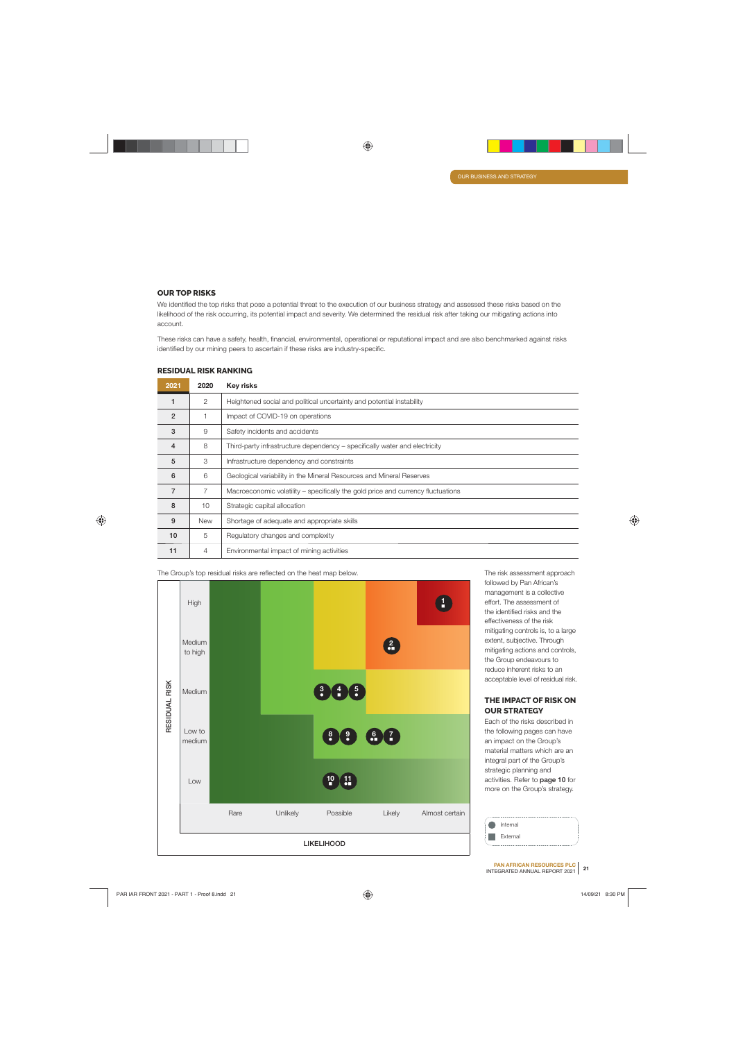## OUR TOP RISKS

We identified the top risks that pose a potential threat to the execution of our business strategy and assessed these risks based on the likelihood of the risk occurring, its potential impact and severity. We determined the residual risk after taking our mitigating actions into account.

These risks can have a safety, health, financial, environmental, operational or reputational impact and are also benchmarked against risks identified by our mining peers to ascertain if these risks are industry-specific.

### RESIDUAL RISK RANKING

| 2021 | 2020 | Key risks |
|---|---|---|
| 1 | 2 | Heightened social and political uncertainty and potential instability |
| 2 | 1 | Impact of COVID-19 on operations |
| 3 | 9 | Safety incidents and accidents |
| 4 | 8 | Third-party infrastructure dependency – specifically water and electricity |
| 5 | 3 | Infrastructure dependency and constraints |
| 6 | 6 | Geological variability in the Mineral Resources and Mineral Reserves |
| 7 | 7 | Macroeconomic volatility – specifically the gold price and currency fluctuations |
| 8 | 10 | Strategic capital allocation |
| 9 | New | Shortage of adequate and appropriate skills |
| 10 | 5 | Regulatory changes and complexity |
| 11 | 4 | Environmental impact of mining activities |

The Group's top residual risks are reflected on the heat map below.

| RESIDUAL RISK | Rare | Unlikely | Possible | Likely | Almost certain |
|---|---|---|---|---|---|
| High | | | | | 1 (External) |
| Medium to high | | | | 2 (Internal, External) | |
| Medium | | | 3 (Internal), 4 (External), 5 (Internal) | | |
| Low to medium | | | 8 (Internal), 9 (Internal) | 6 (Internal, External), 7 (External) | |
| Low | | | 10 (External), 11 (Internal, External) | | |

LIKELIHOOD

- Internal
- External

The risk assessment approach followed by Pan African's management is a collective effort. The assessment of the identified risks and the effectiveness of the risk mitigating controls is, to a large extent, subjective. Through mitigating actions and controls, the Group endeavours to reduce inherent risks to an acceptable level of residual risk.

## THE IMPACT OF RISK ON OUR STRATEGY

Each of the risks described in the following pages can have an impact on the Group's material matters which are an integral part of the Group's strategic planning and activities. Refer to **page 10** for more on the Group's strategy.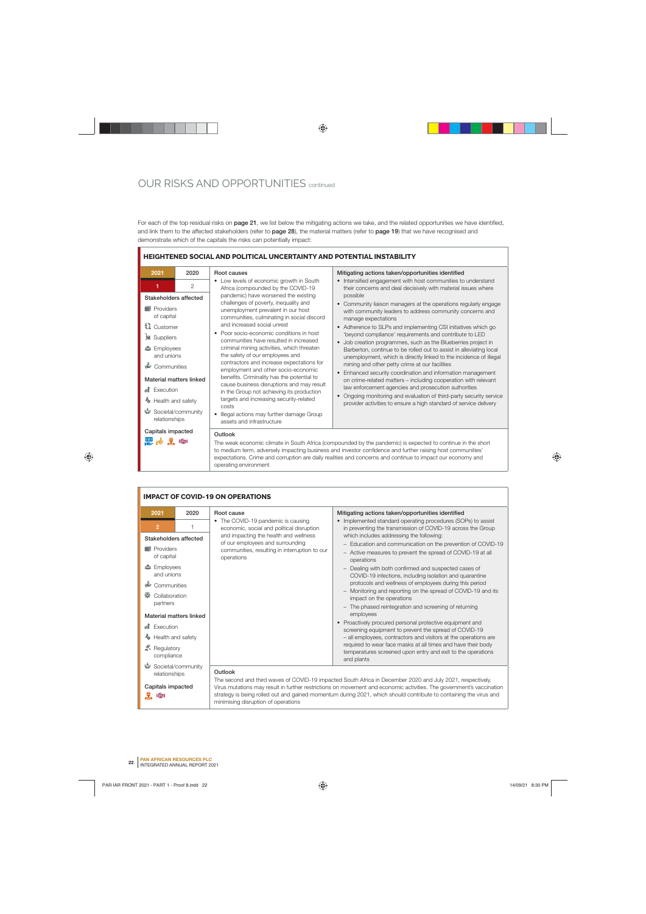# OUR RISKS AND OPPORTUNITIES continued

For each of the top residual risks on **page 21**, we list below the mitigating actions we take, and the related opportunities we have identified, and link them to the affected stakeholders (refer to **page 28**), the material matters (refer to **page 19**) that we have recognised and demonstrate which of the capitals the risks can potentially impact:

## HEIGHTENED SOCIAL AND POLITICAL UNCERTAINTY AND POTENTIAL INSTABILITY

| 2021 | 2020 |
|---|---|
| 1 | 2 |

**Stakeholders affected**
- Providers of capital
- Customer
- Suppliers
- Employees and unions
- Communities

**Material matters linked**
- Execution
- Health and safety
- Societal/community relationships

**Capitals impacted**

**Root causes**
- Low levels of economic growth in South Africa (compounded by the COVID-19 pandemic) have worsened the existing challenges of poverty, inequality and unemployment prevalent in our host communities, culminating in social discord and increased social unrest
- Poor socio-economic conditions in host communities have resulted in increased criminal mining activities, which threaten the safety of our employees and contractors and increase expectations for employment and other socio-economic benefits. Criminality has the potential to cause business disruptions and may result in the Group not achieving its production targets and increasing security-related costs
- Illegal actions may further damage Group assets and infrastructure

**Mitigating actions taken/opportunities identified**
- Intensified engagement with host communities to understand their concerns and deal decisively with material issues where possible
- Community liaison managers at the operations regularly engage with community leaders to address community concerns and manage expectations
- Adherence to SLPs and implementing CSI initiatives which go 'beyond compliance' requirements and contribute to LED
- Job creation programmes, such as the Blueberries project in Barberton, continue to be rolled out to assist in alleviating local unemployment, which is directly linked to the incidence of illegal mining and other petty crime at our facilities
- Enhanced security coordination and information management on crime-related matters – including cooperation with relevant law enforcement agencies and prosecution authorities
- Ongoing monitoring and evaluation of third-party security service provider activities to ensure a high standard of service delivery

**Outlook**

The weak economic climate in South Africa (compounded by the pandemic) is expected to continue in the short to medium term, adversely impacting business and investor confidence and further raising host communities' expectations. Crime and corruption are daily realities and concerns and continue to impact our economy and operating environment

## IMPACT OF COVID-19 ON OPERATIONS

| 2021 | 2020 |
|---|---|
| 2 | 1 |

**Stakeholders affected**
- Providers of capital
- Employees and unions
- Communities
- Collaboration partners

**Material matters linked**
- Execution
- Health and safety
- Regulatory compliance
- Societal/community relationships

**Capitals impacted**

**Root cause**
- The COVID-19 pandemic is causing economic, social and political disruption and impacting the health and wellness of our employees and surrounding communities, resulting in interruption to our operations

**Mitigating actions taken/opportunities identified**
- Implemented standard operating procedures (SOPs) to assist in preventing the transmission of COVID-19 across the Group which includes addressing the following:
  - Education and communication on the prevention of COVID-19
  - Active measures to prevent the spread of COVID-19 at all operations
  - Dealing with both confirmed and suspected cases of COVID-19 infections, including isolation and quarantine protocols and wellness of employees during this period
  - Monitoring and reporting on the spread of COVID-19 and its impact on the operations
  - The phased reintegration and screening of returning employees
- Proactively procured personal protective equipment and screening equipment to prevent the spread of COVID-19 – all employees, contractors and visitors at the operations are required to wear face masks at all times and have their body temperatures screened upon entry and exit to the operations and plants

**Outlook**

The second and third waves of COVID-19 impacted South Africa in December 2020 and July 2021, respectively. Virus mutations may result in further restrictions on movement and economic activities. The government's vaccination strategy is being rolled out and gained momentum during 2021, which should contribute to containing the virus and minimising disruption of operations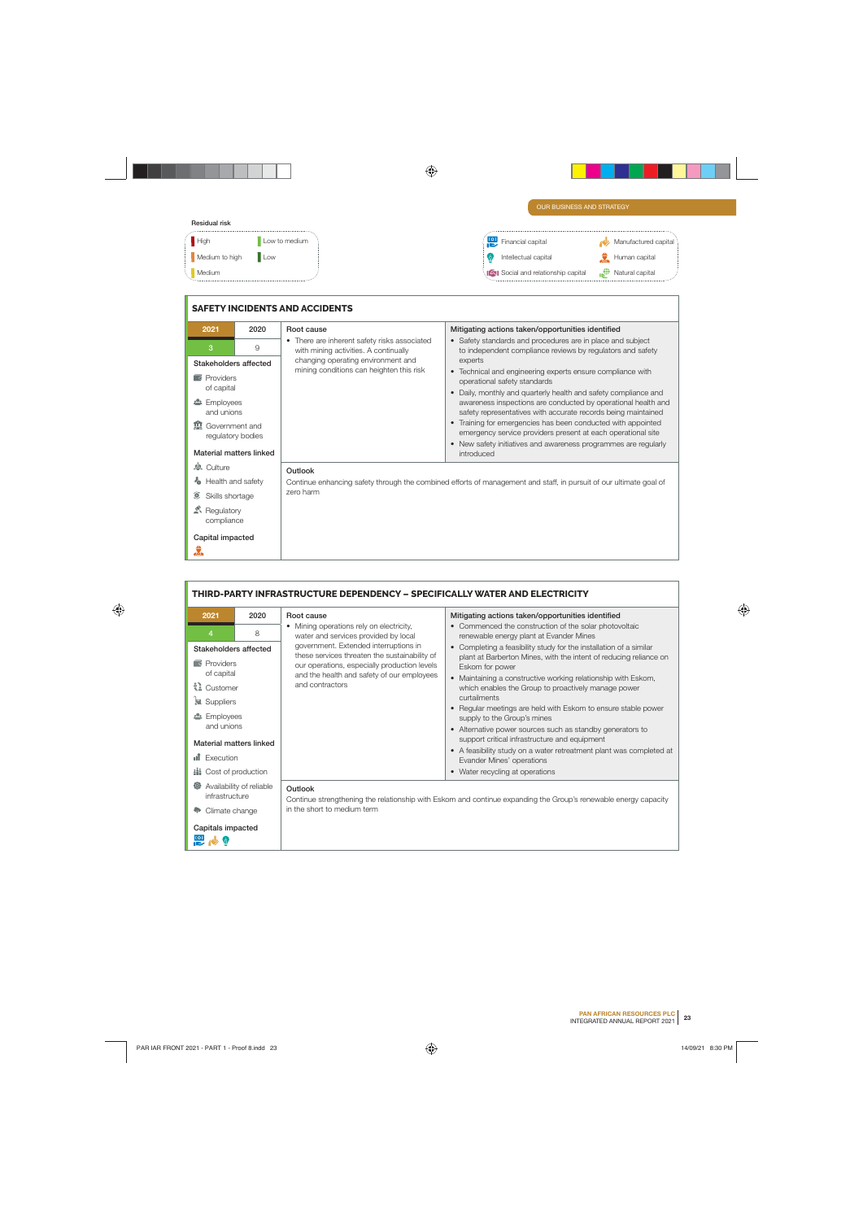OUR BUSINESS AND STRATEGY

**Residual risk**

- High
- Medium to high
- Medium
- Low to medium
- Low

- Financial capital
- Intellectual capital
- Social and relationship capital
- Manufactured capital
- Human capital
- Natural capital

## SAFETY INCIDENTS AND ACCIDENTS

| 2021 | 2020 |
|---|---|
| 3 | 9 |

**Stakeholders affected**

- Providers of capital
- Employees and unions
- Government and regulatory bodies

**Material matters linked**

- Culture
- Health and safety
- Skills shortage
- Regulatory compliance

**Capital impacted**

Human capital

**Root cause**

- There are inherent safety risks associated with mining activities. A continually changing operating environment and mining conditions can heighten this risk

**Mitigating actions taken/opportunities identified**

- Safety standards and procedures are in place and subject to independent compliance reviews by regulators and safety experts
- Technical and engineering experts ensure compliance with operational safety standards
- Daily, monthly and quarterly health and safety compliance and awareness inspections are conducted by operational health and safety representatives with accurate records being maintained
- Training for emergencies has been conducted with appointed emergency service providers present at each operational site
- New safety initiatives and awareness programmes are regularly introduced

**Outlook**

Continue enhancing safety through the combined efforts of management and staff, in pursuit of our ultimate goal of zero harm

## THIRD-PARTY INFRASTRUCTURE DEPENDENCY – SPECIFICALLY WATER AND ELECTRICITY

| 2021 | 2020 |
|---|---|
| 4 | 8 |

**Stakeholders affected**

- Providers of capital
- Customer
- Suppliers
- Employees and unions

**Material matters linked**

- Execution
- Cost of production
- Availability of reliable infrastructure
- Climate change

**Capitals impacted**

Financial capital, Manufactured capital, Intellectual capital

**Root cause**

- Mining operations rely on electricity, water and services provided by local government. Extended interruptions in these services threaten the sustainability of our operations, especially production levels and the health and safety of our employees and contractors

**Mitigating actions taken/opportunities identified**

- Commenced the construction of the solar photovoltaic renewable energy plant at Evander Mines
- Completing a feasibility study for the installation of a similar plant at Barberton Mines, with the intent of reducing reliance on Eskom for power
- Maintaining a constructive working relationship with Eskom, which enables the Group to proactively manage power curtailments
- Regular meetings are held with Eskom to ensure stable power supply to the Group's mines
- Alternative power sources such as standby generators to support critical infrastructure and equipment
- A feasibility study on a water retreatment plant was completed at Evander Mines' operations
- Water recycling at operations

**Outlook**

Continue strengthening the relationship with Eskom and continue expanding the Group's renewable energy capacity in the short to medium term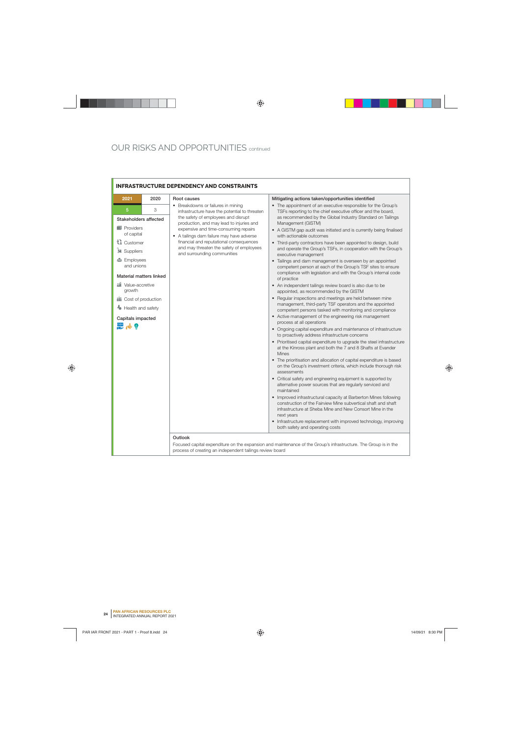# OUR RISKS AND OPPORTUNITIES continued

## INFRASTRUCTURE DEPENDENCY AND CONSTRAINTS

| 2021 | 2020 |
|---|---|
| 5 | 3 |

**Stakeholders affected**

- Providers of capital
- Customer
- Suppliers
- Employees and unions

**Material matters linked**

- Value-accretive growth
- Cost of production
- Health and safety

**Capitals impacted**

**Root causes**

- Breakdowns or failures in mining infrastructure have the potential to threaten the safety of employees and disrupt production, and may lead to injuries and expensive and time-consuming repairs
- A tailings dam failure may have adverse financial and reputational consequences and may threaten the safety of employees and surrounding communities

**Mitigating actions taken/opportunities identified**

- The appointment of an executive responsible for the Group's TSFs reporting to the chief executive officer and the board, as recommended by the Global Industry Standard on Tailings Management (GISTM)
- A GISTM gap audit was initiated and is currently being finalised with actionable outcomes
- Third-party contractors have been appointed to design, build and operate the Group's TSFs, in cooperation with the Group's executive management
- Tailings and dam management is overseen by an appointed competent person at each of the Group's TSF sites to ensure compliance with legislation and with the Group's internal code of practice
- An independent tailings review board is also due to be appointed, as recommended by the GISTM
- Regular inspections and meetings are held between mine management, third-party TSF operators and the appointed competent persons tasked with monitoring and compliance
- Active management of the engineering risk management process at all operations
- Ongoing capital expenditure and maintenance of infrastructure to proactively address infrastructure concerns
- Prioritised capital expenditure to upgrade the steel infrastructure at the Kinross plant and both the 7 and 8 Shafts at Evander Mines
- The prioritisation and allocation of capital expenditure is based on the Group's investment criteria, which include thorough risk assessments
- Critical safety and engineering equipment is supported by alternative power sources that are regularly serviced and maintained
- Improved infrastructural capacity at Barberton Mines following construction of the Fairview Mine subvertical shaft and shaft infrastructure at Sheba Mine and New Consort Mine in the next years
- Infrastructure replacement with improved technology, improving both safety and operating costs

**Outlook**

Focused capital expenditure on the expansion and maintenance of the Group's infrastructure. The Group is in the process of creating an independent tailings review board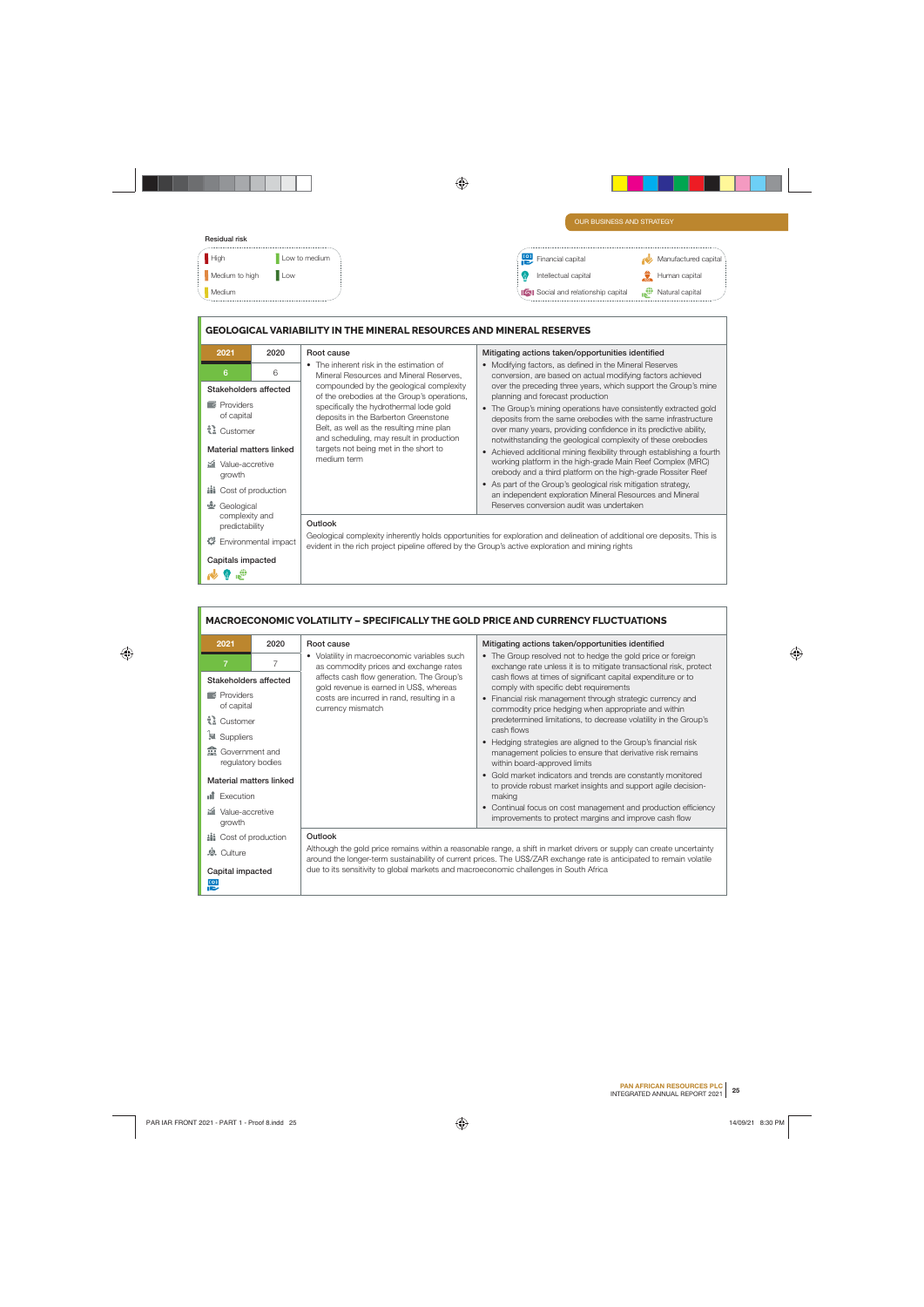Residual risk

- High
- Medium to high
- Medium
- Low to medium
- Low

- Financial capital
- Intellectual capital
- Social and relationship capital
- Manufactured capital
- Human capital
- Natural capital

## GEOLOGICAL VARIABILITY IN THE MINERAL RESOURCES AND MINERAL RESERVES

| 2021 | 2020 |
|---|---|
| 6 | 6 |

**Stakeholders affected**
- Providers of capital
- Customer

**Material matters linked**
- Value-accretive growth
- Cost of production
- Geological complexity and predictability
- Environmental impact

**Capitals impacted**
- Manufactured capital, Intellectual capital, Natural capital

**Root cause**
- The inherent risk in the estimation of Mineral Resources and Mineral Reserves, compounded by the geological complexity of the orebodies at the Group's operations, specifically the hydrothermal lode gold deposits in the Barberton Greenstone Belt, as well as the resulting mine plan and scheduling, may result in production targets not being met in the short to medium term

**Mitigating actions taken/opportunities identified**
- Modifying factors, as defined in the Mineral Reserves conversion, are based on actual modifying factors achieved over the preceding three years, which support the Group's mine planning and forecast production
- The Group's mining operations have consistently extracted gold deposits from the same orebodies with the same infrastructure over many years, providing confidence in its predictive ability, notwithstanding the geological complexity of these orebodies
- Achieved additional mining flexibility through establishing a fourth working platform in the high-grade Main Reef Complex (MRC) orebody and a third platform on the high-grade Rossiter Reef
- As part of the Group's geological risk mitigation strategy, an independent exploration Mineral Resources and Mineral Reserves conversion audit was undertaken

**Outlook**

Geological complexity inherently holds opportunities for exploration and delineation of additional ore deposits. This is evident in the rich project pipeline offered by the Group's active exploration and mining rights

## MACROECONOMIC VOLATILITY – SPECIFICALLY THE GOLD PRICE AND CURRENCY FLUCTUATIONS

| 2021 | 2020 |
|---|---|
| 7 | 7 |

**Stakeholders affected**
- Providers of capital
- Customer
- Suppliers
- Government and regulatory bodies

**Material matters linked**
- Execution
- Value-accretive growth
- Cost of production
- Culture

**Capital impacted**
- Financial capital

**Root cause**
- Volatility in macroeconomic variables such as commodity prices and exchange rates affects cash flow generation. The Group's gold revenue is earned in US$, whereas costs are incurred in rand, resulting in a currency mismatch

**Mitigating actions taken/opportunities identified**
- The Group resolved not to hedge the gold price or foreign exchange rate unless it is to mitigate transactional risk, protect cash flows at times of significant capital expenditure or to comply with specific debt requirements
- Financial risk management through strategic currency and commodity price hedging when appropriate and within predetermined limitations, to decrease volatility in the Group's cash flows
- Hedging strategies are aligned to the Group's financial risk management policies to ensure that derivative risk remains within board-approved limits
- Gold market indicators and trends are constantly monitored to provide robust market insights and support agile decision-making
- Continual focus on cost management and production efficiency improvements to protect margins and improve cash flow

**Outlook**

Although the gold price remains within a reasonable range, a shift in market drivers or supply can create uncertainty around the longer-term sustainability of current prices. The US$/ZAR exchange rate is anticipated to remain volatile due to its sensitivity to global markets and macroeconomic challenges in South Africa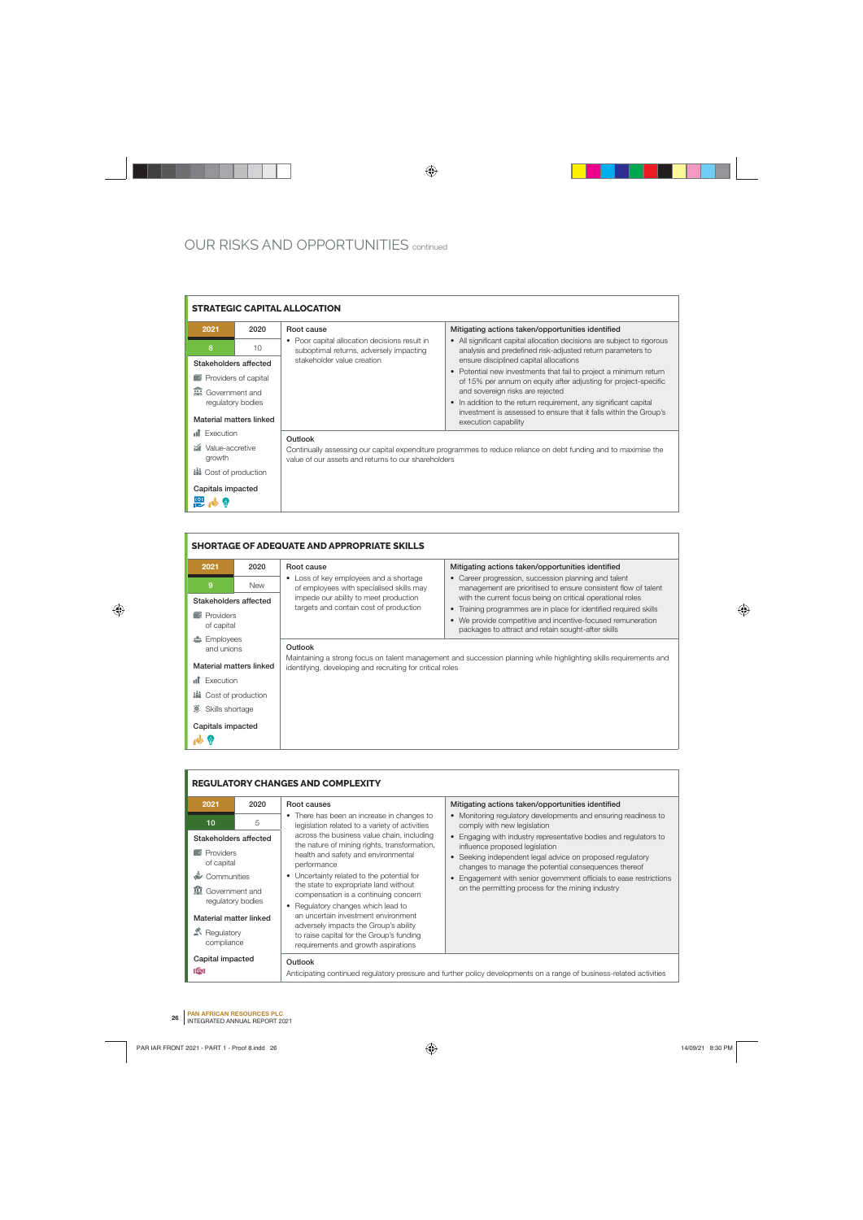# OUR RISKS AND OPPORTUNITIES continued

## STRATEGIC CAPITAL ALLOCATION

| 2021 | 2020 |
|---|---|
| 8 | 10 |

**Stakeholders affected**

- Providers of capital
- Government and regulatory bodies

**Material matters linked**

- Execution
- Value-accretive growth
- Cost of production

**Capitals impacted**

**Root cause**

- Poor capital allocation decisions result in suboptimal returns, adversely impacting stakeholder value creation

**Mitigating actions taken/opportunities identified**

- All significant capital allocation decisions are subject to rigorous analysis and predefined risk-adjusted return parameters to ensure disciplined capital allocations
- Potential new investments that fail to project a minimum return of 15% per annum on equity after adjusting for project-specific and sovereign risks are rejected
- In addition to the return requirement, any significant capital investment is assessed to ensure that it falls within the Group's execution capability

**Outlook**

Continually assessing our capital expenditure programmes to reduce reliance on debt funding and to maximise the value of our assets and returns to our shareholders

## SHORTAGE OF ADEQUATE AND APPROPRIATE SKILLS

| 2021 | 2020 |
|---|---|
| 9 | New |

**Stakeholders affected**

- Providers of capital
- Employees and unions

**Material matters linked**

- Execution
- Cost of production
- Skills shortage

**Capitals impacted**

**Root cause**

- Loss of key employees and a shortage of employees with specialised skills may impede our ability to meet production targets and contain cost of production

**Mitigating actions taken/opportunities identified**

- Career progression, succession planning and talent management are prioritised to ensure consistent flow of talent with the current focus being on critical operational roles
- Training programmes are in place for identified required skills
- We provide competitive and incentive-focused remuneration packages to attract and retain sought-after skills

**Outlook**

Maintaining a strong focus on talent management and succession planning while highlighting skills requirements and identifying, developing and recruiting for critical roles

## REGULATORY CHANGES AND COMPLEXITY

| 2021 | 2020 |
|---|---|
| 10 | 5 |

**Stakeholders affected**

- Providers of capital
- Communities
- Government and regulatory bodies

**Material matter linked**

- Regulatory compliance

**Capital impacted**

**Root causes**

- There has been an increase in changes to legislation related to a variety of activities across the business value chain, including the nature of mining rights, transformation, health and safety and environmental performance
- Uncertainty related to the potential for the state to expropriate land without compensation is a continuing concern
- Regulatory changes which lead to an uncertain investment environment adversely impacts the Group's ability to raise capital for the Group's funding requirements and growth aspirations

**Mitigating actions taken/opportunities identified**

- Monitoring regulatory developments and ensuring readiness to comply with new legislation
- Engaging with industry representative bodies and regulators to influence proposed legislation
- Seeking independent legal advice on proposed regulatory changes to manage the potential consequences thereof
- Engagement with senior government officials to ease restrictions on the permitting process for the mining industry

**Outlook**

Anticipating continued regulatory pressure and further policy developments on a range of business-related activities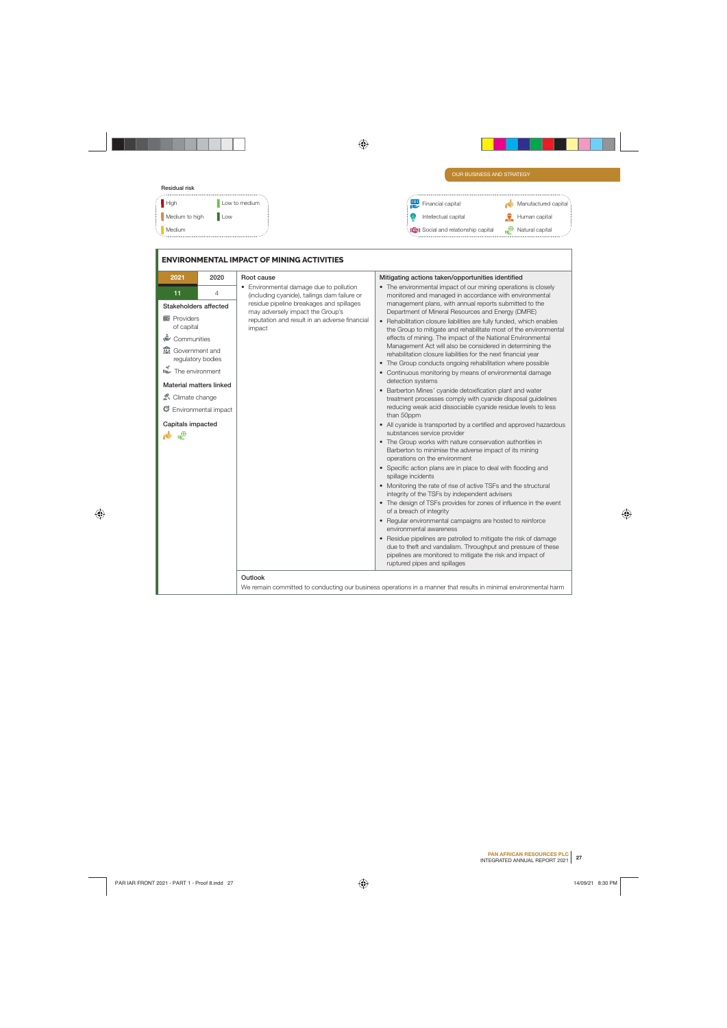Residual risk

- High
- Medium to high
- Medium
- Low to medium
- Low

- Financial capital
- Intellectual capital
- Social and relationship capital
- Manufactured capital
- Human capital
- Natural capital

## ENVIRONMENTAL IMPACT OF MINING ACTIVITIES

| 2021 | 2020 |
|---|---|
| 11 | 4 |

**Stakeholders affected**

- Providers of capital
- Communities
- Government and regulatory bodies
- The environment

**Material matters linked**

- Climate change
- Environmental impact

**Capitals impacted**

**Root cause**

- Environmental damage due to pollution (including cyanide), tailings dam failure or residue pipeline breakages and spillages may adversely impact the Group's reputation and result in an adverse financial impact

**Mitigating actions taken/opportunities identified**

- The environmental impact of our mining operations is closely monitored and managed in accordance with environmental management plans, with annual reports submitted to the Department of Mineral Resources and Energy (DMRE)
- Rehabilitation closure liabilities are fully funded, which enables the Group to mitigate and rehabilitate most of the environmental effects of mining. The impact of the National Environmental Management Act will also be considered in determining the rehabilitation closure liabilities for the next financial year
- The Group conducts ongoing rehabilitation where possible
- Continuous monitoring by means of environmental damage detection systems
- Barberton Mines' cyanide detoxification plant and water treatment processes comply with cyanide disposal guidelines reducing weak acid dissociable cyanide residue levels to less than 50ppm
- All cyanide is transported by a certified and approved hazardous substances service provider
- The Group works with nature conservation authorities in Barberton to minimise the adverse impact of its mining operations on the environment
- Specific action plans are in place to deal with flooding and spillage incidents
- Monitoring the rate of rise of active TSFs and the structural integrity of the TSFs by independent advisers
- The design of TSFs provides for zones of influence in the event of a breach of integrity
- Regular environmental campaigns are hosted to reinforce environmental awareness
- Residue pipelines are patrolled to mitigate the risk of damage due to theft and vandalism. Throughput and pressure of these pipelines are monitored to mitigate the risk and impact of ruptured pipes and spillages

**Outlook**

We remain committed to conducting our business operations in a manner that results in minimal environmental harm